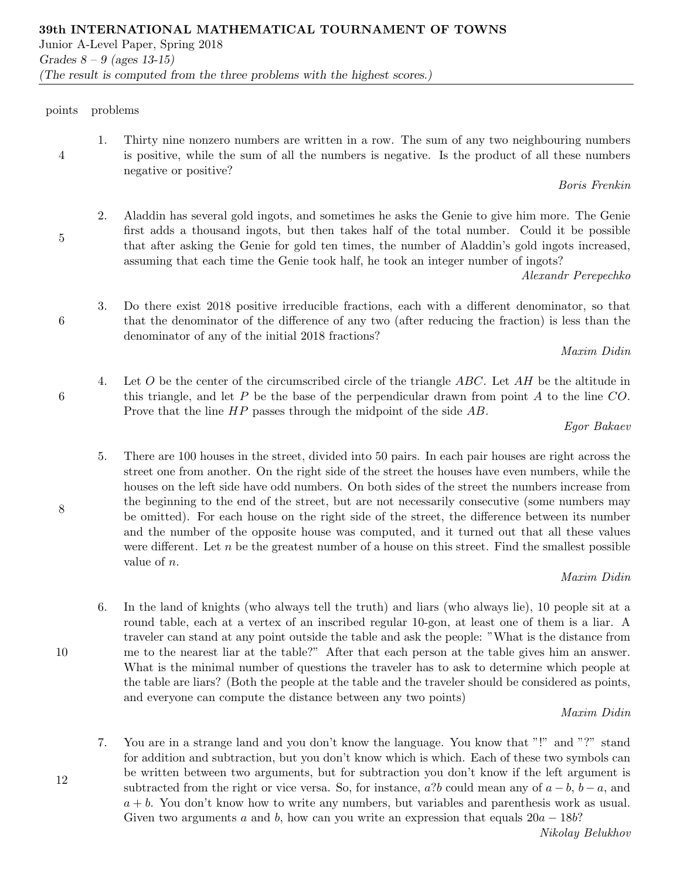**39th INTERNATIONAL MATHEMATICAL TOURNAMENT OF TOWNS**

Junior A-Level Paper, Spring 2018

*Grades 8 – 9 (ages 13-15)*

*(The result is computed from the three problems with the highest scores.)*

| points | problems |
|---|---|
| 4 | 1. Thirty nine nonzero numbers are written in a row. The sum of any two neighbouring numbers is positive, while the sum of all the numbers is negative. Is the product of all these numbers negative or positive? *Boris Frenkin* |
| 5 | 2. Aladdin has several gold ingots, and sometimes he asks the Genie to give him more. The Genie first adds a thousand ingots, but then takes half of the total number. Could it be possible that after asking the Genie for gold ten times, the number of Aladdin's gold ingots increased, assuming that each time the Genie took half, he took an integer number of ingots? *Alexandr Perepechko* |
| 6 | 3. Do there exist 2018 positive irreducible fractions, each with a different denominator, so that that the denominator of the difference of any two (after reducing the fraction) is less than the denominator of any of the initial 2018 fractions? *Maxim Didin* |
| 6 | 4. Let $O$ be the center of the circumscribed circle of the triangle $ABC$. Let $AH$ be the altitude in this triangle, and let $P$ be the base of the perpendicular drawn from point $A$ to the line $CO$. Prove that the line $HP$ passes through the midpoint of the side $AB$. *Egor Bakaev* |
| 8 | 5. There are 100 houses in the street, divided into 50 pairs. In each pair houses are right across the street one from another. On the right side of the street the houses have even numbers, while the houses on the left side have odd numbers. On both sides of the street the numbers increase from the beginning to the end of the street, but are not necessarily consecutive (some numbers may be omitted). For each house on the right side of the street, the difference between its number and the number of the opposite house was computed, and it turned out that all these values were different. Let $n$ be the greatest number of a house on this street. Find the smallest possible value of $n$. *Maxim Didin* |
| 10 | 6. In the land of knights (who always tell the truth) and liars (who always lie), 10 people sit at a round table, each at a vertex of an inscribed regular 10-gon, at least one of them is a liar. A traveler can stand at any point outside the table and ask the people: "What is the distance from me to the nearest liar at the table?" After that each person at the table gives him an answer. What is the minimal number of questions the traveler has to ask to determine which people at the table are liars? (Both the people at the table and the traveler should be considered as points, and everyone can compute the distance between any two points) *Maxim Didin* |
| 12 | 7. You are in a strange land and you don't know the language. You know that "!" and "?" stand for addition and subtraction, but you don't know which is which. Each of these two symbols can be written between two arguments, but for subtraction you don't know if the left argument is subtracted from the right or vice versa. So, for instance, $a?b$ could mean any of $a-b$, $b-a$, and $a+b$. You don't know how to write any numbers, but variables and parenthesis work as usual. Given two arguments $a$ and $b$, how can you write an expression that equals $20a-18b$? *Nikolay Belukhov* |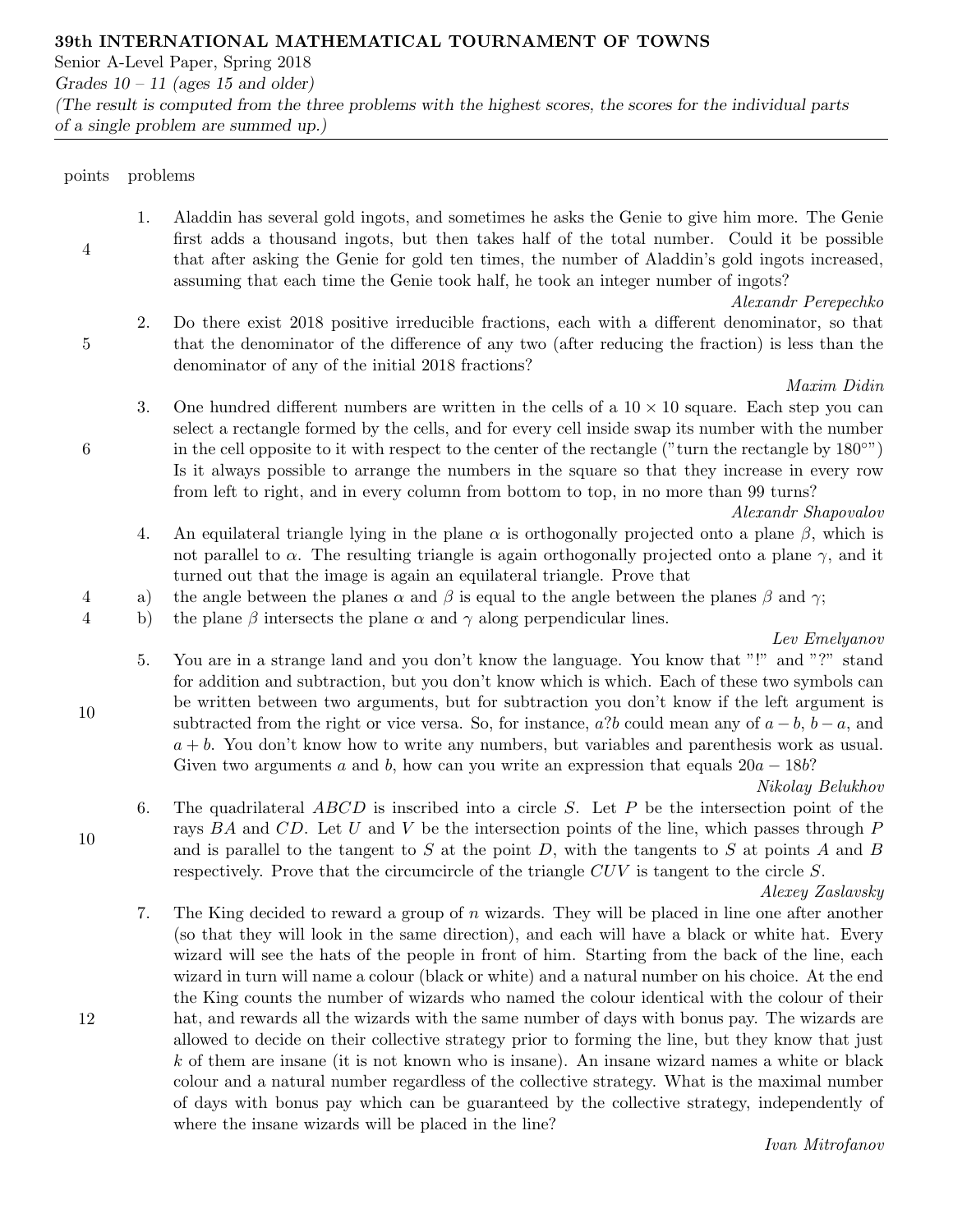**39th INTERNATIONAL MATHEMATICAL TOURNAMENT OF TOWNS**

Senior A-Level Paper, Spring 2018

*Grades 10 – 11 (ages 15 and older)*

*(The result is computed from the three problems with the highest scores, the scores for the individual parts of a single problem are summed up.)*

---

points problems

**1.** (4 points) Aladdin has several gold ingots, and sometimes he asks the Genie to give him more. The Genie first adds a thousand ingots, but then takes half of the total number. Could it be possible that after asking the Genie for gold ten times, the number of Aladdin's gold ingots increased, assuming that each time the Genie took half, he took an integer number of ingots?

*Alexandr Perepechko*

**2.** (5 points) Do there exist 2018 positive irreducible fractions, each with a different denominator, so that that the denominator of the difference of any two (after reducing the fraction) is less than the denominator of any of the initial 2018 fractions?

*Maxim Didin*

**3.** (6 points) One hundred different numbers are written in the cells of a $10 \times 10$ square. Each step you can select a rectangle formed by the cells, and for every cell inside swap its number with the number in the cell opposite to it with respect to the center of the rectangle ("turn the rectangle by 180°") Is it always possible to arrange the numbers in the square so that they increase in every row from left to right, and in every column from bottom to top, in no more than 99 turns?

*Alexandr Shapovalov*

**4.** An equilateral triangle lying in the plane $\alpha$ is orthogonally projected onto a plane $\beta$, which is not parallel to $\alpha$. The resulting triangle is again orthogonally projected onto a plane $\gamma$, and it turned out that the image is again an equilateral triangle. Prove that

a) (4 points) the angle between the planes $\alpha$ and $\beta$ is equal to the angle between the planes $\beta$ and $\gamma$;

b) (4 points) the plane $\beta$ intersects the plane $\alpha$ and $\gamma$ along perpendicular lines.

*Lev Emelyanov*

**5.** (10 points) You are in a strange land and you don't know the language. You know that "!" and "?" stand for addition and subtraction, but you don't know which is which. Each of these two symbols can be written between two arguments, but for subtraction you don't know if the left argument is subtracted from the right or vice versa. So, for instance, $a?b$ could mean any of $a - b$, $b - a$, and $a + b$. You don't know how to write any numbers, but variables and parenthesis work as usual. Given two arguments $a$ and $b$, how can you write an expression that equals $20a - 18b$?

*Nikolay Belukhov*

**6.** (10 points) The quadrilateral $ABCD$ is inscribed into a circle $S$. Let $P$ be the intersection point of the rays $BA$ and $CD$. Let $U$ and $V$ be the intersection points of the line, which passes through $P$ and is parallel to the tangent to $S$ at the point $D$, with the tangents to $S$ at points $A$ and $B$ respectively. Prove that the circumcircle of the triangle $CUV$ is tangent to the circle $S$.

*Alexey Zaslavsky*

**7.** (12 points) The King decided to reward a group of $n$ wizards. They will be placed in line one after another (so that they will look in the same direction), and each will have a black or white hat. Every wizard will see the hats of the people in front of him. Starting from the back of the line, each wizard in turn will name a colour (black or white) and a natural number on his choice. At the end the King counts the number of wizards who named the colour identical with the colour of their hat, and rewards all the wizards with the same number of days with bonus pay. The wizards are allowed to decide on their collective strategy prior to forming the line, but they know that just $k$ of them are insane (it is not known who is insane). An insane wizard names a white or black colour and a natural number regardless of the collective strategy. What is the maximal number of days with bonus pay which can be guaranteed by the collective strategy, independently of where the insane wizards will be placed in the line?

*Ivan Mitrofanov*